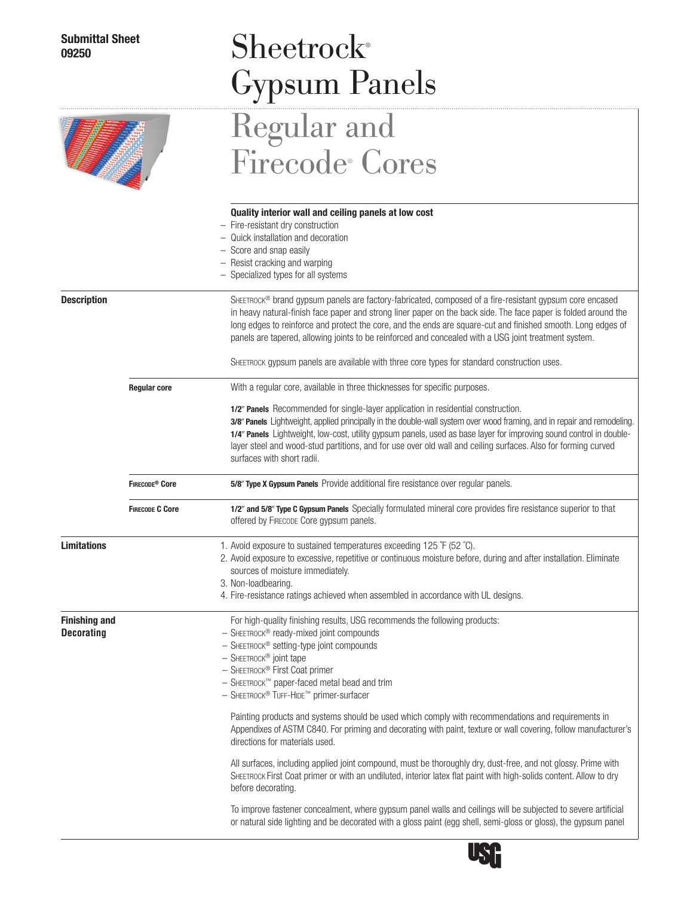**Submittal Sheet**
**09250**

# Sheetrock® Gypsum Panels

# Regular and Firecode® Cores

**Quality interior wall and ceiling panels at low cost**

- Fire-resistant dry construction
- Quick installation and decoration
- Score and snap easily
- Resist cracking and warping
- Specialized types for all systems

## Description

SHEETROCK® brand gypsum panels are factory-fabricated, composed of a fire-resistant gypsum core encased in heavy natural-finish face paper and strong liner paper on the back side. The face paper is folded around the long edges to reinforce and protect the core, and the ends are square-cut and finished smooth. Long edges of panels are tapered, allowing joints to be reinforced and concealed with a USG joint treatment system.

SHEETROCK gypsum panels are available with three core types for standard construction uses.

### Regular core

With a regular core, available in three thicknesses for specific purposes.

**1/2″ Panels** Recommended for single-layer application in residential construction.
**3/8″ Panels** Lightweight, applied principally in the double-wall system over wood framing, and in repair and remodeling.
**1/4″ Panels** Lightweight, low-cost, utility gypsum panels, used as base layer for improving sound control in double-layer steel and wood-stud partitions, and for use over old wall and ceiling surfaces. Also for forming curved surfaces with short radii.

### FIRECODE® Core

**5/8″ Type X Gypsum Panels** Provide additional fire resistance over regular panels.

### FIRECODE C Core

**1/2″ and 5/8″ Type C Gypsum Panels** Specially formulated mineral core provides fire resistance superior to that offered by FIRECODE Core gypsum panels.

## Limitations

1. Avoid exposure to sustained temperatures exceeding 125 °F (52 °C).
2. Avoid exposure to excessive, repetitive or continuous moisture before, during and after installation. Eliminate sources of moisture immediately.
3. Non-loadbearing.
4. Fire-resistance ratings achieved when assembled in accordance with UL designs.

## Finishing and Decorating

For high-quality finishing results, USG recommends the following products:

- SHEETROCK® ready-mixed joint compounds
- SHEETROCK® setting-type joint compounds
- SHEETROCK® joint tape
- SHEETROCK® First Coat primer
- SHEETROCK™ paper-faced metal bead and trim
- SHEETROCK® TUFF-HIDE™ primer-surfacer

Painting products and systems should be used which comply with recommendations and requirements in Appendixes of ASTM C840. For priming and decorating with paint, texture or wall covering, follow manufacturer's directions for materials used.

All surfaces, including applied joint compound, must be thoroughly dry, dust-free, and not glossy. Prime with SHEETROCK First Coat primer or with an undiluted, interior latex flat paint with high-solids content. Allow to dry before decorating.

To improve fastener concealment, where gypsum panel walls and ceilings will be subjected to severe artificial or natural side lighting and be decorated with a gloss paint (egg shell, semi-gloss or gloss), the gypsum panel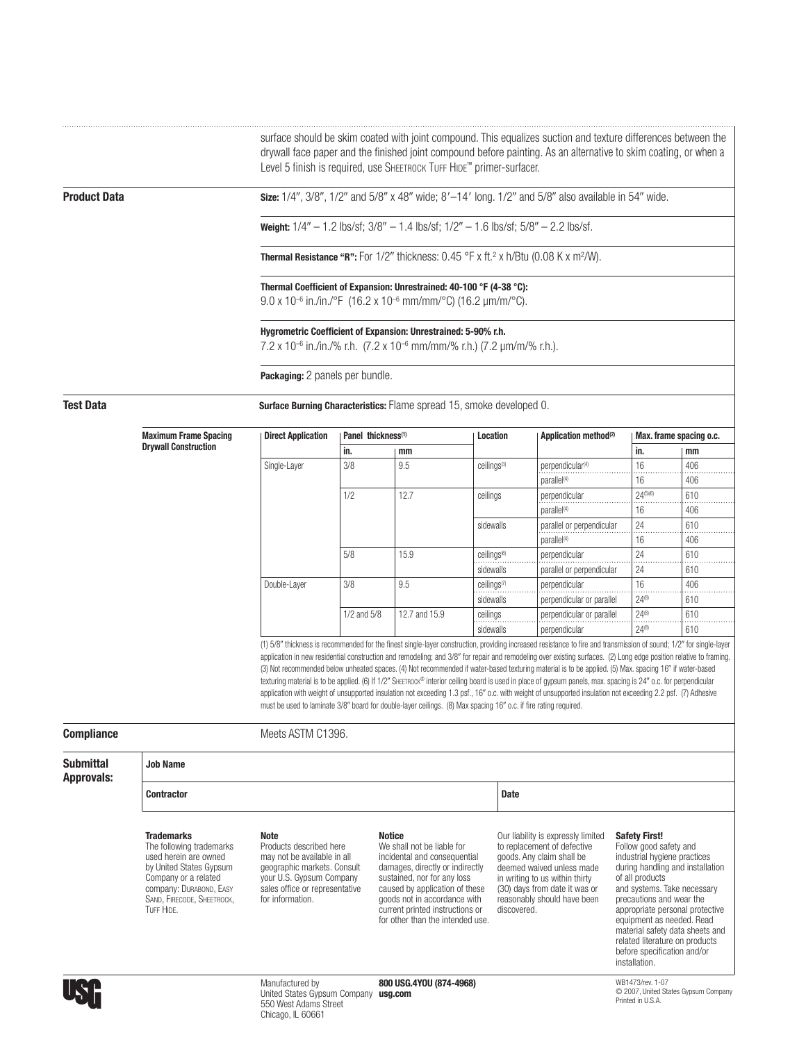surface should be skim coated with joint compound. This equalizes suction and texture differences between the drywall face paper and the finished joint compound before painting. As an alternative to skim coating, or when a Level 5 finish is required, use SHEETROCK TUFF HIDE™ primer-surfacer.

## Product Data

**Size:** 1/4″, 3/8″, 1/2″ and 5/8″ x 48″ wide; 8′–14′ long. 1/2″ and 5/8″ also available in 54″ wide.

**Weight:** 1/4″ – 1.2 lbs/sf; 3/8″ – 1.4 lbs/sf; 1/2″ – 1.6 lbs/sf; 5/8″ – 2.2 lbs/sf.

**Thermal Resistance "R":** For 1/2″ thickness: 0.45 °F x ft.$^2$ x h/Btu (0.08 K x m$^2$/W).

**Thermal Coefficient of Expansion: Unrestrained: 40-100 °F (4-38 °C):**
9.0 x $10^{-6}$ in./in./°F (16.2 x $10^{-6}$ mm/mm/°C) (16.2 μm/m/°C).

**Hygrometric Coefficient of Expansion: Unrestrained: 5-90% r.h.**
7.2 x $10^{-6}$ in./in./% r.h. (7.2 x $10^{-6}$ mm/mm/% r.h.) (7.2 μm/m/% r.h.).

**Packaging:** 2 panels per bundle.

## Test Data

**Surface Burning Characteristics:** Flame spread 15, smoke developed 0.

**Maximum Frame Spacing Drywall Construction**

| Direct Application | Panel thickness[1] | | Location | Application method[2] | Max. frame spacing o.c. | |
|---|---|---|---|---|---|---|
| | in. | mm | | | in. | mm |
| Single-Layer | 3/8 | 9.5 | ceilings[3] | perpendicular[4] | 16 | 406 |
| | | | | parallel[4] | 16 | 406 |
| | 1/2 | 12.7 | ceilings | perpendicular | 24[5][6] | 610 |
| | | | | parallel[4] | 16 | 406 |
| | | | sidewalls | parallel or perpendicular | 24 | 610 |
| | | | | parallel[4] | 16 | 406 |
| | 5/8 | 15.9 | ceilings[6] | perpendicular | 24 | 610 |
| | | | sidewalls | parallel or perpendicular | 24 | 610 |
| Double-Layer | 3/8 | 9.5 | ceilings[7] | perpendicular | 16 | 406 |
| | | | sidewalls | perpendicular or parallel | 24[8] | 610 |
| | 1/2 and 5/8 | 12.7 and 15.9 | ceilings | perpendicular or parallel | 24[8] | 610 |
| | | | sidewalls | perpendicular | 24[8] | 610 |

(1) 5/8″ thickness is recommended for the finest single-layer construction, providing increased resistance to fire and transmission of sound; 1/2″ for single-layer application in new residential construction and remodeling; and 3/8″ for repair and remodeling over existing surfaces. (2) Long edge position relative to framing. (3) Not recommended below unheated spaces. (4) Not recommended if water-based texturing material is to be applied. (5) Max. spacing 16″ if water-based texturing material is to be applied. (6) If 1/2″ SHEETROCK® interior ceiling board is used in place of gypsum panels, max. spacing is 24″ o.c. for perpendicular application with weight of unsupported insulation not exceeding 1.3 psf., 16″ o.c. with weight of unsupported insulation not exceeding 2.2 psf. (7) Adhesive must be used to laminate 3/8″ board for double-layer ceilings. (8) Max spacing 16″ o.c. if fire rating required.

## Compliance

Meets ASTM C1396.

## Submittal Approvals:

| Job Name | |
|---|---|
| **Contractor** | **Date** |

**Trademarks**
The following trademarks used herein are owned by United States Gypsum Company or a related company: DURABOND, EASY SAND, FIRECODE, SHEETROCK, TUFF HIDE.

**Note**
Products described here may not be available in all geographic markets. Consult your U.S. Gypsum Company sales office or representative for information.

**Notice**
We shall not be liable for incidental and consequential damages, directly or indirectly sustained, nor for any loss caused by application of these goods not in accordance with current printed instructions or for other than the intended use.

Our liability is expressly limited to replacement of defective goods. Any claim shall be deemed waived unless made in writing to us within thirty (30) days from date it was or reasonably should have been discovered.

**Safety First!**
Follow good safety and industrial hygiene practices during handling and installation of all products and systems. Take necessary precautions and wear the appropriate personal protective equipment as needed. Read material safety data sheets and related literature on products before specification and/or installation.

USG

Manufactured by
United States Gypsum Company
550 West Adams Street
Chicago, IL 60661

**800 USG.4YOU (874-4968)**
**usg.com**

WB1473/rev. 1-07
© 2007, United States Gypsum Company
Printed in U.S.A.